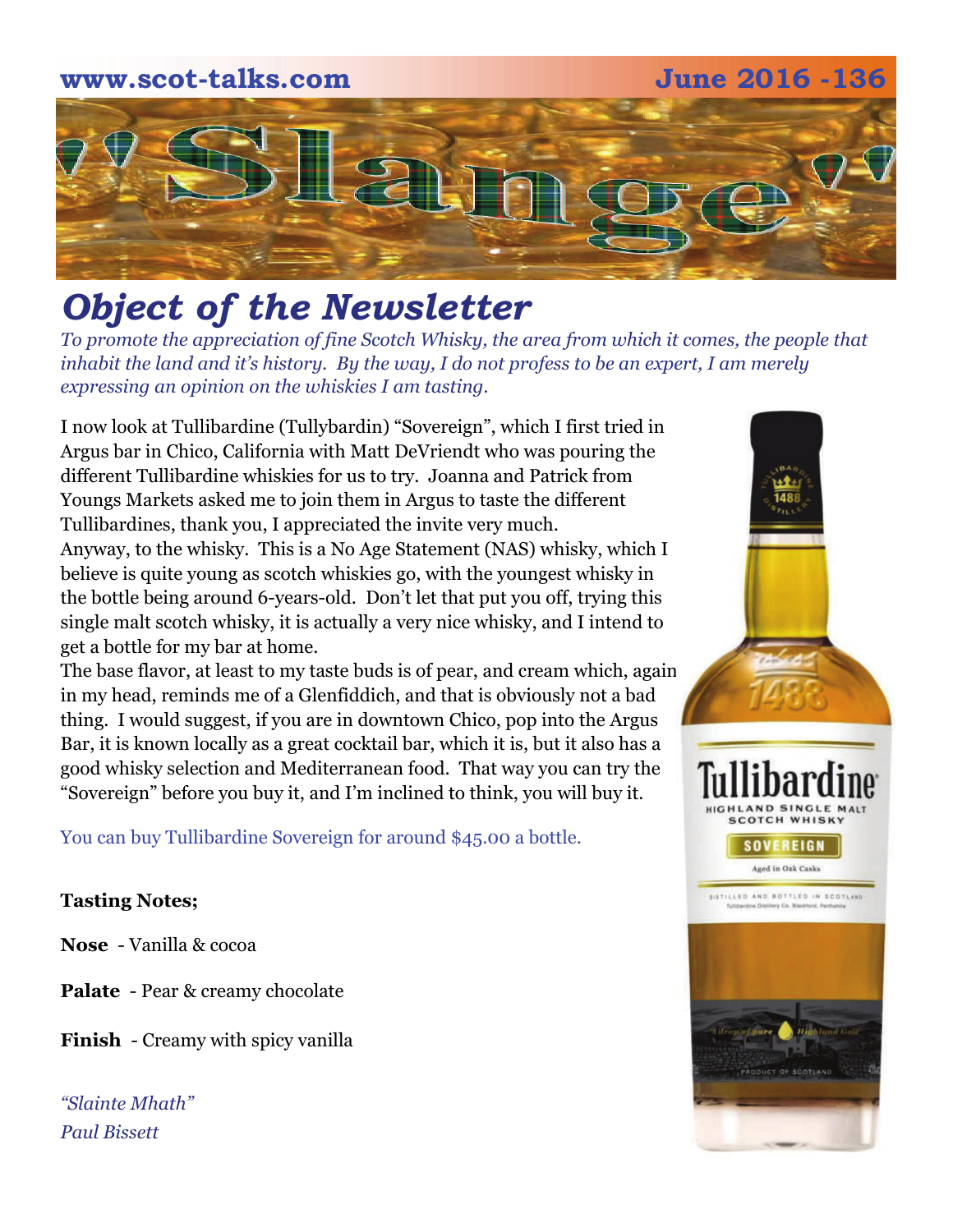www.scot-talks.com June 2016 -136

# "Slange"

## Object of the Newsletter

*To promote the appreciation of fine Scotch Whisky, the area from which it comes, the people that inhabit the land and it's history. By the way, I do not profess to be an expert, I am merely expressing an opinion on the whiskies I am tasting.*

I now look at Tullibardine (Tullybardin) "Sovereign", which I first tried in Argus bar in Chico, California with Matt DeVriendt who was pouring the different Tullibardine whiskies for us to try. Joanna and Patrick from Youngs Markets asked me to join them in Argus to taste the different Tullibardines, thank you, I appreciated the invite very much.
Anyway, to the whisky. This is a No Age Statement (NAS) whisky, which I believe is quite young as scotch whiskies go, with the youngest whisky in the bottle being around 6-years-old. Don't let that put you off, trying this single malt scotch whisky, it is actually a very nice whisky, and I intend to get a bottle for my bar at home.
The base flavor, at least to my taste buds is of pear, and cream which, again in my head, reminds me of a Glenfiddich, and that is obviously not a bad thing. I would suggest, if you are in downtown Chico, pop into the Argus Bar, it is known locally as a great cocktail bar, which it is, but it also has a good whisky selection and Mediterranean food. That way you can try the "Sovereign" before you buy it, and I'm inclined to think, you will buy it.

You can buy Tullibardine Sovereign for around $45.00 a bottle.

**Tasting Notes;**

**Nose** - Vanilla & cocoa

**Palate** - Pear & creamy chocolate

**Finish** - Creamy with spicy vanilla

*"Slainte Mhath"*
*Paul Bissett*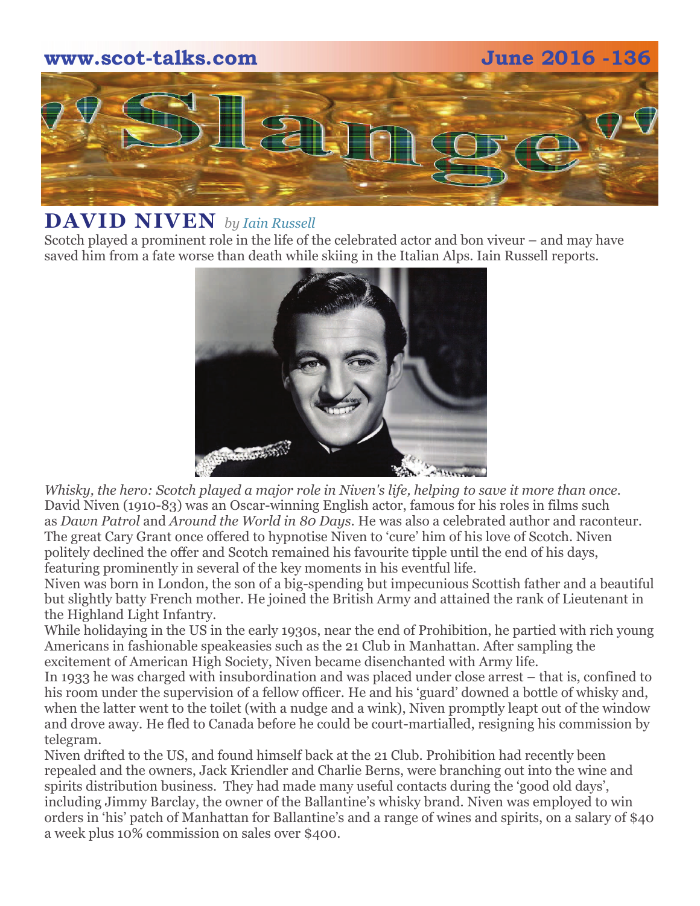## DAVID NIVEN *by Iain Russell*

Scotch played a prominent role in the life of the celebrated actor and bon viveur – and may have saved him from a fate worse than death while skiing in the Italian Alps. Iain Russell reports.

*Whisky, the hero: Scotch played a major role in Niven's life, helping to save it more than once.*

David Niven (1910-83) was an Oscar-winning English actor, famous for his roles in films such as *Dawn Patrol* and *Around the World in 80 Days*. He was also a celebrated author and raconteur.

The great Cary Grant once offered to hypnotise Niven to 'cure' him of his love of Scotch. Niven politely declined the offer and Scotch remained his favourite tipple until the end of his days, featuring prominently in several of the key moments in his eventful life.

Niven was born in London, the son of a big-spending but impecunious Scottish father and a beautiful but slightly batty French mother. He joined the British Army and attained the rank of Lieutenant in the Highland Light Infantry.

While holidaying in the US in the early 1930s, near the end of Prohibition, he partied with rich young Americans in fashionable speakeasies such as the 21 Club in Manhattan. After sampling the excitement of American High Society, Niven became disenchanted with Army life.

In 1933 he was charged with insubordination and was placed under close arrest – that is, confined to his room under the supervision of a fellow officer. He and his 'guard' downed a bottle of whisky and, when the latter went to the toilet (with a nudge and a wink), Niven promptly leapt out of the window and drove away. He fled to Canada before he could be court-martialled, resigning his commission by telegram.

Niven drifted to the US, and found himself back at the 21 Club. Prohibition had recently been repealed and the owners, Jack Kriendler and Charlie Berns, were branching out into the wine and spirits distribution business. They had made many useful contacts during the 'good old days', including Jimmy Barclay, the owner of the Ballantine's whisky brand. Niven was employed to win orders in 'his' patch of Manhattan for Ballantine's and a range of wines and spirits, on a salary of $40 a week plus 10% commission on sales over $400.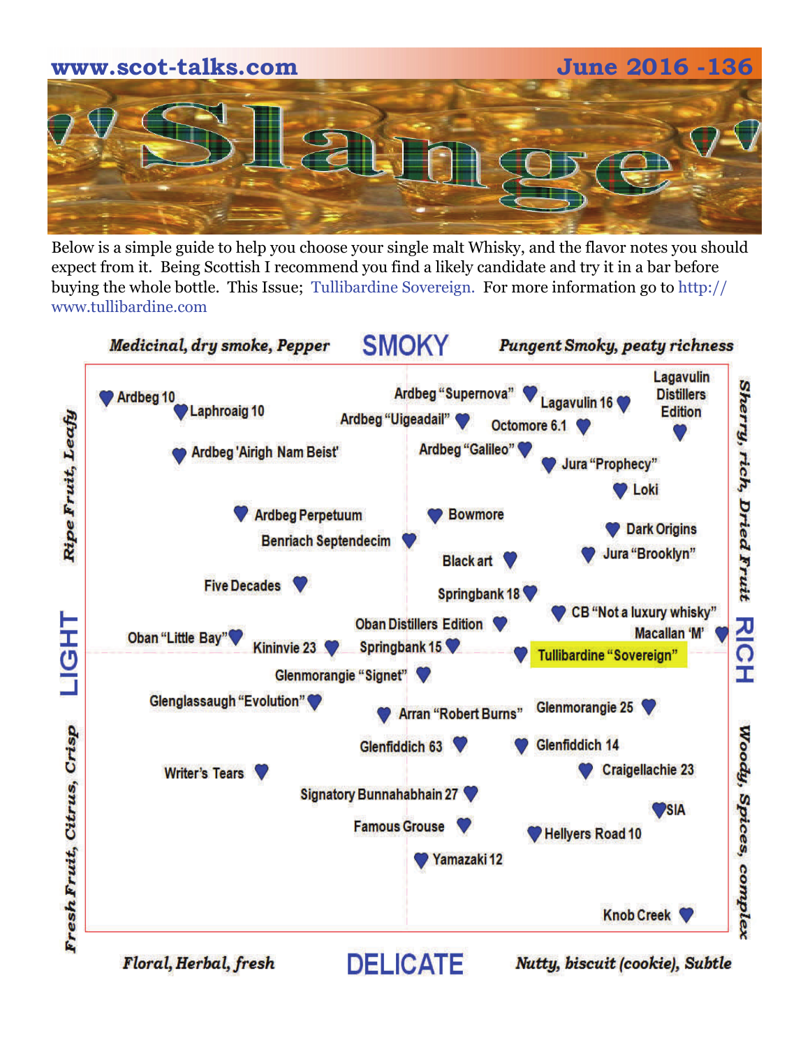www.scot-talks.com June 2016 -136

# 'Slange'

Below is a simple guide to help you choose your single malt Whisky, and the flavor notes you should expect from it. Being Scottish I recommend you find a likely candidate and try it in a bar before buying the whole bottle. This Issue; Tullibardine Sovereign. For more information go to http://www.tullibardine.com

*Medicinal, dry smoke, Pepper* **SMOKY** *Pungent Smoky, peaty richness*

*Ripe Fruit, Leafy* **LIGHT** *Fresh Fruit, Citrus, Crisp*

*Sherry, rich, Dried Fruit* **RICH** *Woody, Spices, complex*

*Floral, Herbal, fresh* **DELICATE** *Nutty, biscuit (cookie), Subtle*

Ardbeg 10
Laphroaig 10
Ardbeg 'Airigh Nam Beist'
Ardbeg "Supernova"
Ardbeg "Uigeadail"
Ardbeg "Galileo"
Lagavulin 16
Lagavulin Distillers Edition
Octomore 6.1
Jura "Prophecy"
Loki
Ardbeg Perpetuum
Benriach Septendecim
Bowmore
Black art
Dark Origins
Jura "Brooklyn"
Five Decades
Springbank 18
CB "Not a luxury whisky"
Macallan 'M'
Oban "Little Bay"
Kininvie 23
Oban Distillers Edition
Springbank 15
Tullibardine "Sovereign"
Glenmorangie "Signet"
Glenglassaugh "Evolution"
Arran "Robert Burns"
Glenmorangie 25
Glenfiddich 63
Glenfiddich 14
Writer's Tears
Craigellachie 23
Signatory Bunnahabhain 27
SIA
Famous Grouse
Hellyers Road 10
Yamazaki 12
Knob Creek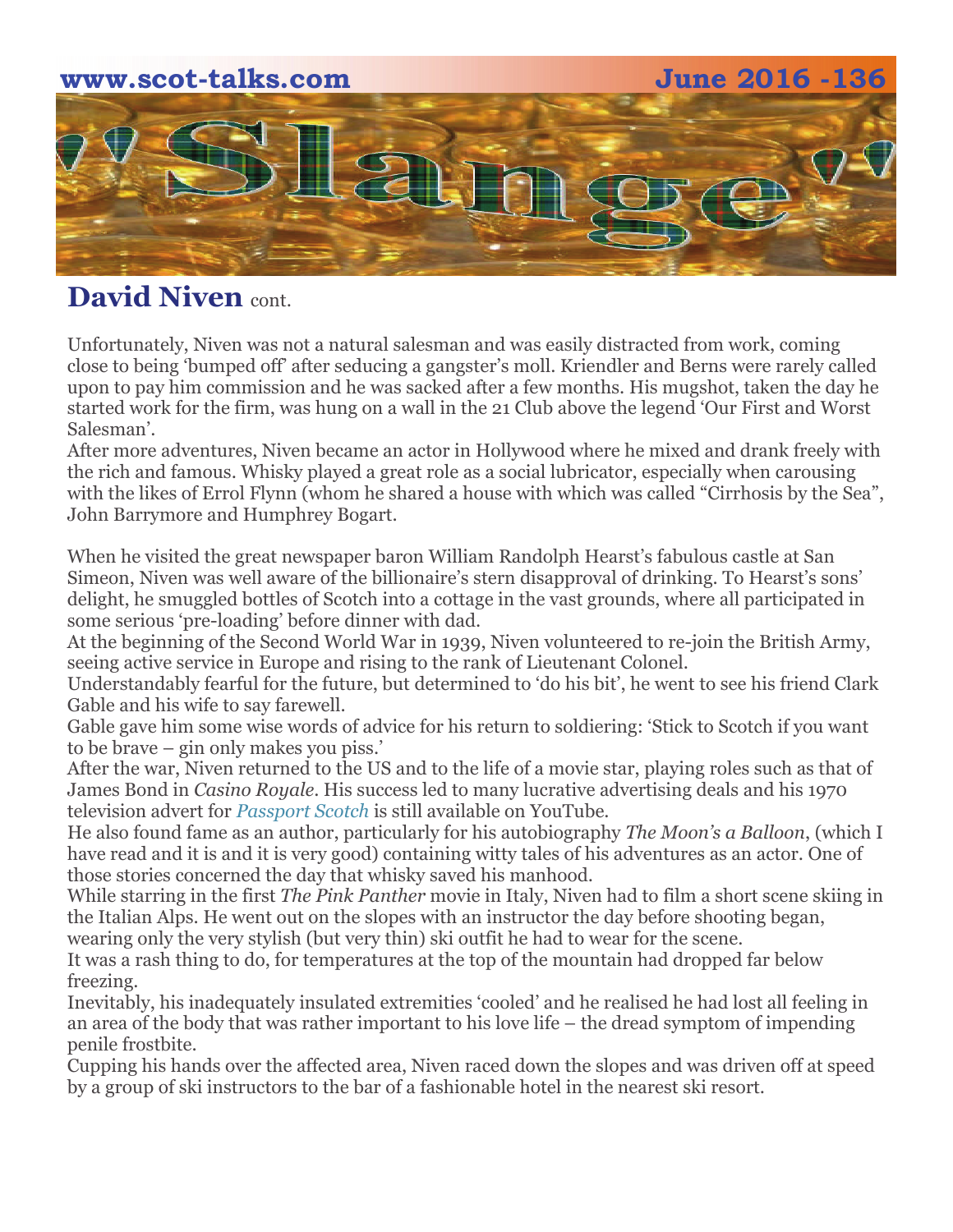## David Niven cont.

Unfortunately, Niven was not a natural salesman and was easily distracted from work, coming close to being 'bumped off' after seducing a gangster's moll. Kriendler and Berns were rarely called upon to pay him commission and he was sacked after a few months. His mugshot, taken the day he started work for the firm, was hung on a wall in the 21 Club above the legend 'Our First and Worst Salesman'.

After more adventures, Niven became an actor in Hollywood where he mixed and drank freely with the rich and famous. Whisky played a great role as a social lubricator, especially when carousing with the likes of Errol Flynn (whom he shared a house with which was called "Cirrhosis by the Sea", John Barrymore and Humphrey Bogart.

When he visited the great newspaper baron William Randolph Hearst's fabulous castle at San Simeon, Niven was well aware of the billionaire's stern disapproval of drinking. To Hearst's sons' delight, he smuggled bottles of Scotch into a cottage in the vast grounds, where all participated in some serious 'pre-loading' before dinner with dad.

At the beginning of the Second World War in 1939, Niven volunteered to re-join the British Army, seeing active service in Europe and rising to the rank of Lieutenant Colonel.

Understandably fearful for the future, but determined to 'do his bit', he went to see his friend Clark Gable and his wife to say farewell.

Gable gave him some wise words of advice for his return to soldiering: 'Stick to Scotch if you want to be brave – gin only makes you piss.'

After the war, Niven returned to the US and to the life of a movie star, playing roles such as that of James Bond in *Casino Royale*. His success led to many lucrative advertising deals and his 1970 television advert for *Passport Scotch* is still available on YouTube.

He also found fame as an author, particularly for his autobiography *The Moon's a Balloon*, (which I have read and it is and it is very good) containing witty tales of his adventures as an actor. One of those stories concerned the day that whisky saved his manhood.

While starring in the first *The Pink Panther* movie in Italy, Niven had to film a short scene skiing in the Italian Alps. He went out on the slopes with an instructor the day before shooting began, wearing only the very stylish (but very thin) ski outfit he had to wear for the scene.

It was a rash thing to do, for temperatures at the top of the mountain had dropped far below freezing.

Inevitably, his inadequately insulated extremities 'cooled' and he realised he had lost all feeling in an area of the body that was rather important to his love life – the dread symptom of impending penile frostbite.

Cupping his hands over the affected area, Niven raced down the slopes and was driven off at speed by a group of ski instructors to the bar of a fashionable hotel in the nearest ski resort.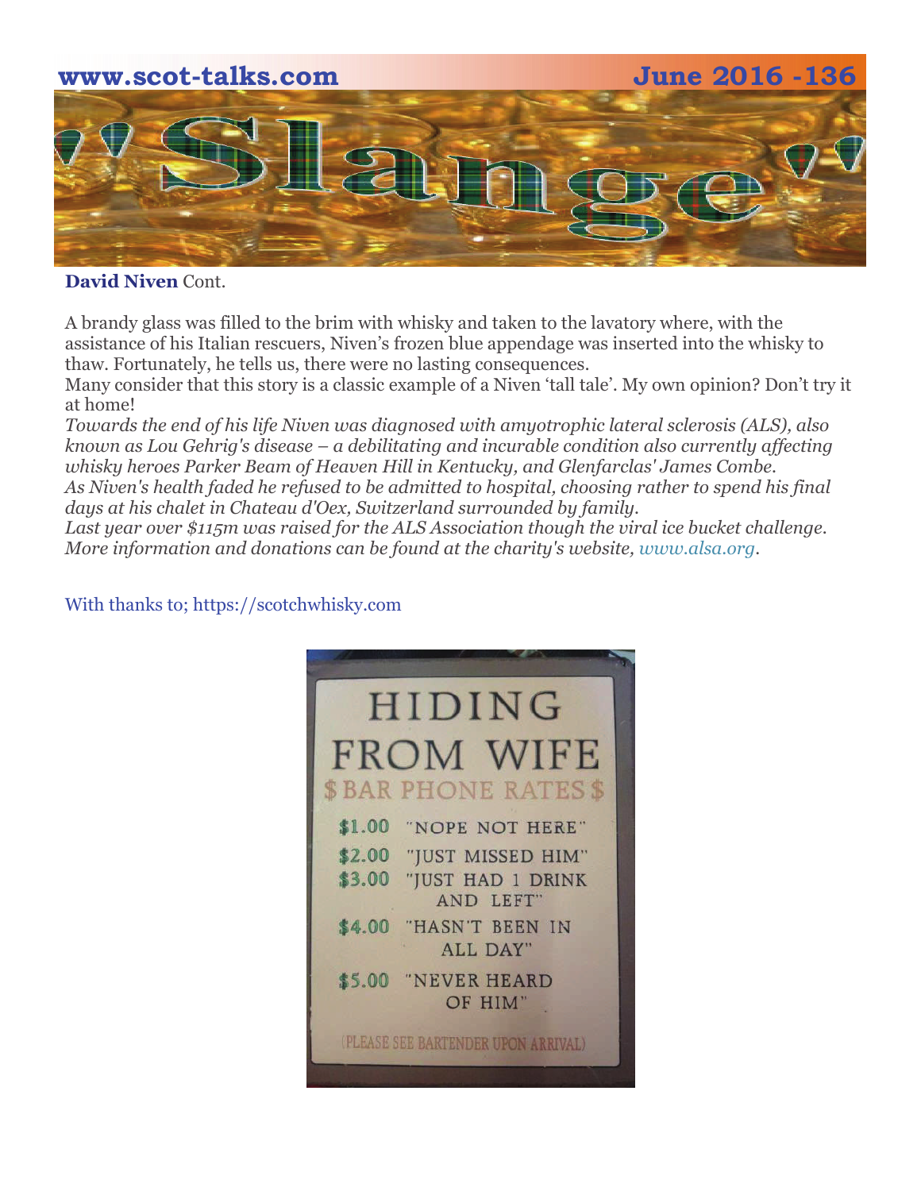**David Niven** Cont.

A brandy glass was filled to the brim with whisky and taken to the lavatory where, with the assistance of his Italian rescuers, Niven's frozen blue appendage was inserted into the whisky to thaw. Fortunately, he tells us, there were no lasting consequences.
Many consider that this story is a classic example of a Niven 'tall tale'. My own opinion? Don't try it at home!
*Towards the end of his life Niven was diagnosed with amyotrophic lateral sclerosis (ALS), also known as Lou Gehrig's disease – a debilitating and incurable condition also currently affecting whisky heroes Parker Beam of Heaven Hill in Kentucky, and Glenfarclas' James Combe.*
*As Niven's health faded he refused to be admitted to hospital, choosing rather to spend his final days at his chalet in Chateau d'Oex, Switzerland surrounded by family.*
*Last year over $115m was raised for the ALS Association though the viral ice bucket challenge. More information and donations can be found at the charity's website, www.alsa.org.*

With thanks to; https://scotchwhisky.com

HIDING FROM WIFE

$ BAR PHONE RATES $

$1.00 "NOPE NOT HERE"
$2.00 "JUST MISSED HIM"
$3.00 "JUST HAD 1 DRINK AND LEFT"
$4.00 "HASN'T BEEN IN ALL DAY"
$5.00 "NEVER HEARD OF HIM"

(PLEASE SEE BARTENDER UPON ARRIVAL)